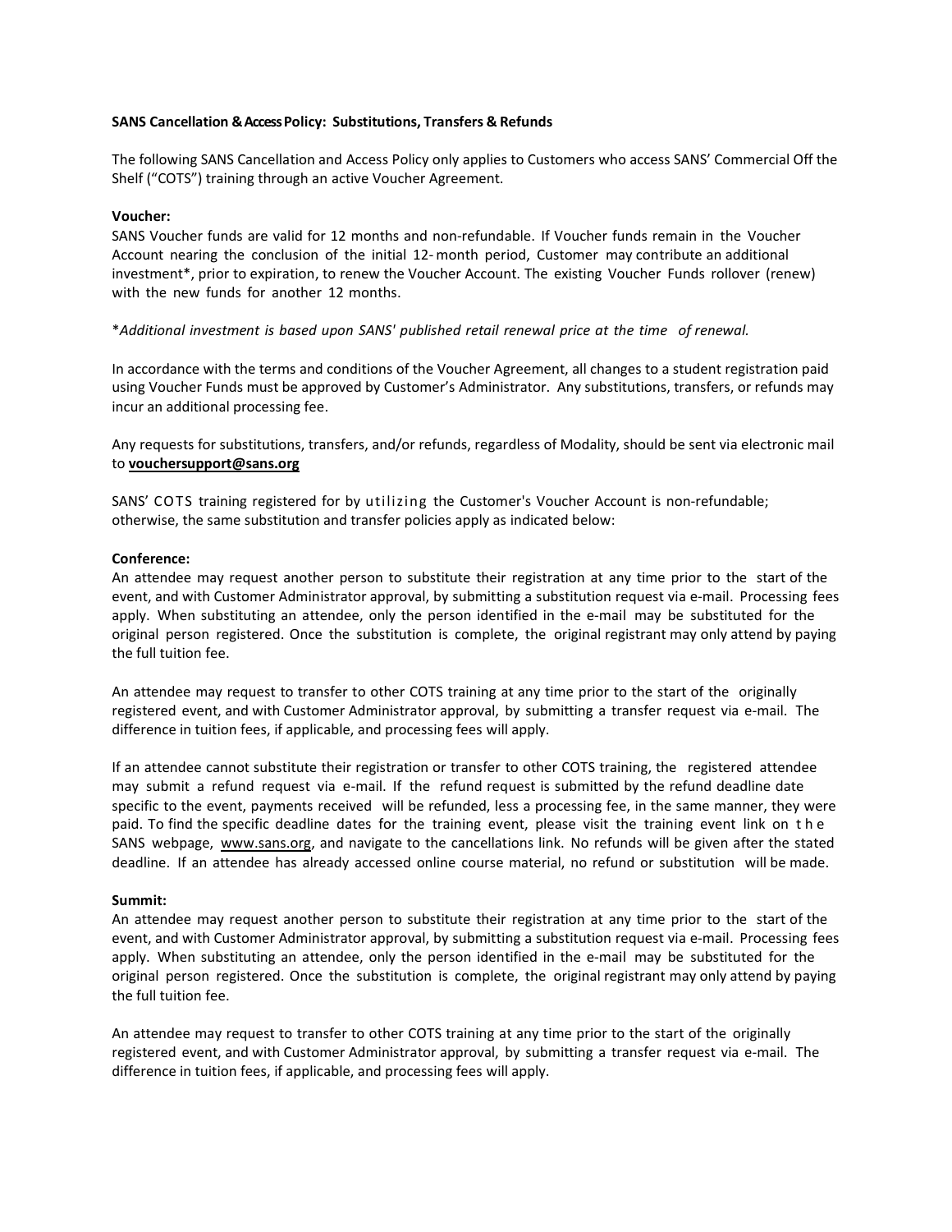**SANS Cancellation & Access Policy: Substitutions, Transfers & Refunds**

The following SANS Cancellation and Access Policy only applies to Customers who access SANS' Commercial Off the Shelf ("COTS") training through an active Voucher Agreement.

**Voucher:**
SANS Voucher funds are valid for 12 months and non-refundable. If Voucher funds remain in the Voucher Account nearing the conclusion of the initial 12-month period, Customer may contribute an additional investment*, prior to expiration, to renew the Voucher Account. The existing Voucher Funds rollover (renew) with the new funds for another 12 months.

**Additional investment is based upon SANS' published retail renewal price at the time of renewal.*

In accordance with the terms and conditions of the Voucher Agreement, all changes to a student registration paid using Voucher Funds must be approved by Customer's Administrator. Any substitutions, transfers, or refunds may incur an additional processing fee.

Any requests for substitutions, transfers, and/or refunds, regardless of Modality, should be sent via electronic mail to **vouchersupport@sans.org**

SANS' COTS training registered for by utilizing the Customer's Voucher Account is non-refundable; otherwise, the same substitution and transfer policies apply as indicated below:

**Conference:**
An attendee may request another person to substitute their registration at any time prior to the start of the event, and with Customer Administrator approval, by submitting a substitution request via e-mail. Processing fees apply. When substituting an attendee, only the person identified in the e-mail may be substituted for the original person registered. Once the substitution is complete, the original registrant may only attend by paying the full tuition fee.

An attendee may request to transfer to other COTS training at any time prior to the start of the originally registered event, and with Customer Administrator approval, by submitting a transfer request via e-mail. The difference in tuition fees, if applicable, and processing fees will apply.

If an attendee cannot substitute their registration or transfer to other COTS training, the registered attendee may submit a refund request via e-mail. If the refund request is submitted by the refund deadline date specific to the event, payments received will be refunded, less a processing fee, in the same manner, they were paid. To find the specific deadline dates for the training event, please visit the training event link on the SANS webpage, www.sans.org, and navigate to the cancellations link. No refunds will be given after the stated deadline. If an attendee has already accessed online course material, no refund or substitution will be made.

**Summit:**
An attendee may request another person to substitute their registration at any time prior to the start of the event, and with Customer Administrator approval, by submitting a substitution request via e-mail. Processing fees apply. When substituting an attendee, only the person identified in the e-mail may be substituted for the original person registered. Once the substitution is complete, the original registrant may only attend by paying the full tuition fee.

An attendee may request to transfer to other COTS training at any time prior to the start of the originally registered event, and with Customer Administrator approval, by submitting a transfer request via e-mail. The difference in tuition fees, if applicable, and processing fees will apply.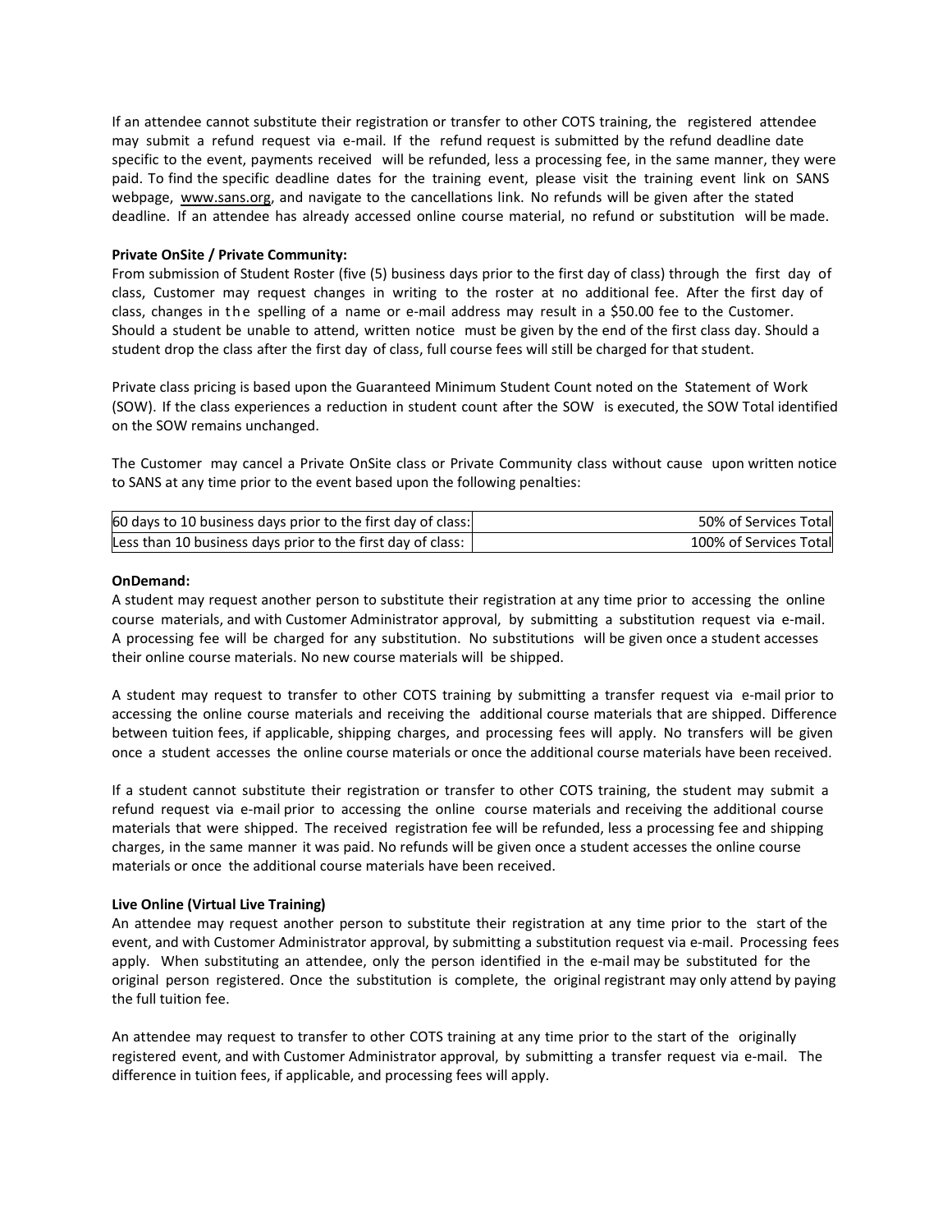If an attendee cannot substitute their registration or transfer to other COTS training, the registered attendee may submit a refund request via e-mail. If the refund request is submitted by the refund deadline date specific to the event, payments received will be refunded, less a processing fee, in the same manner, they were paid. To find the specific deadline dates for the training event, please visit the training event link on SANS webpage, www.sans.org, and navigate to the cancellations link. No refunds will be given after the stated deadline. If an attendee has already accessed online course material, no refund or substitution will be made.

**Private OnSite / Private Community:**

From submission of Student Roster (five (5) business days prior to the first day of class) through the first day of class, Customer may request changes in writing to the roster at no additional fee. After the first day of class, changes in the spelling of a name or e-mail address may result in a $50.00 fee to the Customer. Should a student be unable to attend, written notice must be given by the end of the first class day. Should a student drop the class after the first day of class, full course fees will still be charged for that student.

Private class pricing is based upon the Guaranteed Minimum Student Count noted on the Statement of Work (SOW). If the class experiences a reduction in student count after the SOW is executed, the SOW Total identified on the SOW remains unchanged.

The Customer may cancel a Private OnSite class or Private Community class without cause upon written notice to SANS at any time prior to the event based upon the following penalties:

| | |
|---|---|
| 60 days to 10 business days prior to the first day of class: | 50% of Services Total |
| Less than 10 business days prior to the first day of class: | 100% of Services Total |

**OnDemand:**

A student may request another person to substitute their registration at any time prior to accessing the online course materials, and with Customer Administrator approval, by submitting a substitution request via e-mail. A processing fee will be charged for any substitution. No substitutions will be given once a student accesses their online course materials. No new course materials will be shipped.

A student may request to transfer to other COTS training by submitting a transfer request via e-mail prior to accessing the online course materials and receiving the additional course materials that are shipped. Difference between tuition fees, if applicable, shipping charges, and processing fees will apply. No transfers will be given once a student accesses the online course materials or once the additional course materials have been received.

If a student cannot substitute their registration or transfer to other COTS training, the student may submit a refund request via e-mail prior to accessing the online course materials and receiving the additional course materials that were shipped. The received registration fee will be refunded, less a processing fee and shipping charges, in the same manner it was paid. No refunds will be given once a student accesses the online course materials or once the additional course materials have been received.

**Live Online (Virtual Live Training)**

An attendee may request another person to substitute their registration at any time prior to the start of the event, and with Customer Administrator approval, by submitting a substitution request via e-mail. Processing fees apply. When substituting an attendee, only the person identified in the e-mail may be substituted for the original person registered. Once the substitution is complete, the original registrant may only attend by paying the full tuition fee.

An attendee may request to transfer to other COTS training at any time prior to the start of the originally registered event, and with Customer Administrator approval, by submitting a transfer request via e-mail. The difference in tuition fees, if applicable, and processing fees will apply.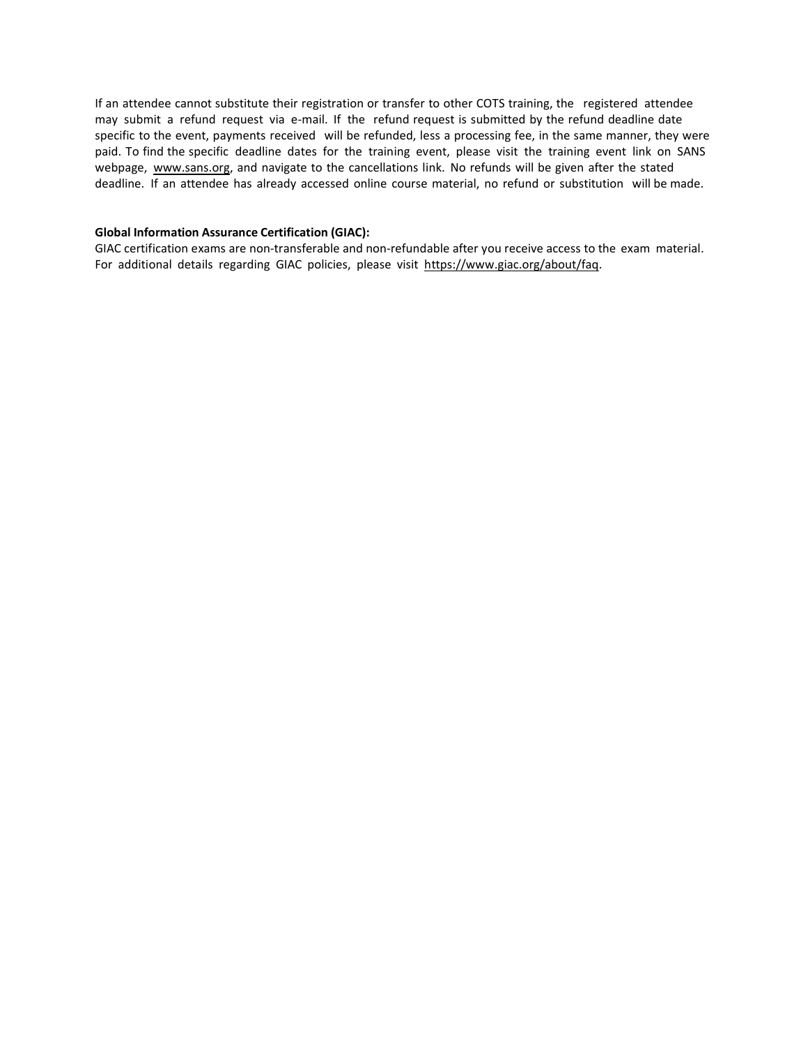If an attendee cannot substitute their registration or transfer to other COTS training, the registered attendee may submit a refund request via e-mail. If the refund request is submitted by the refund deadline date specific to the event, payments received will be refunded, less a processing fee, in the same manner, they were paid. To find the specific deadline dates for the training event, please visit the training event link on SANS webpage, www.sans.org, and navigate to the cancellations link. No refunds will be given after the stated deadline. If an attendee has already accessed online course material, no refund or substitution will be made.

**Global Information Assurance Certification (GIAC):**
GIAC certification exams are non-transferable and non-refundable after you receive access to the exam material. For additional details regarding GIAC policies, please visit https://www.giac.org/about/faq.